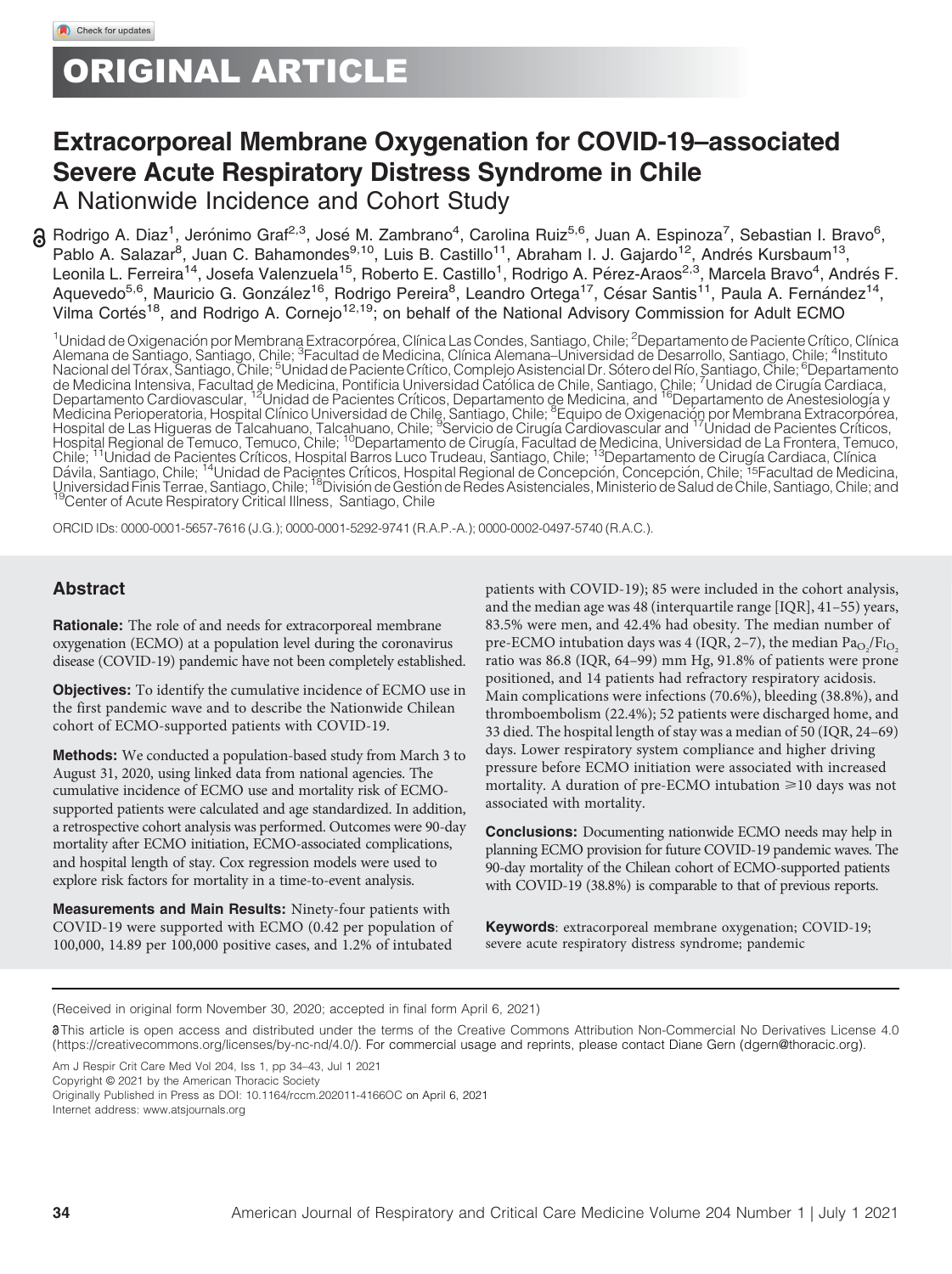ORIGINAL ARTICLE

# Extracorporeal Membrane Oxygenation for COVID-19–associated Severe Acute Respiratory Distress Syndrome in Chile

## A Nationwide Incidence and Cohort Study

Rodrigo A. Diaz[1], Jerónimo Graf[2,3], José M. Zambrano[4], Carolina Ruiz[5,6], Juan A. Espinoza[7], Sebastian I. Bravo[6], Pablo A. Salazar[8], Juan C. Bahamondes[9,10], Luis B. Castillo[11], Abraham I. J. Gajardo[12], Andrés Kursbaum[13], Leonila L. Ferreira[14], Josefa Valenzuela[15], Roberto E. Castillo[1], Rodrigo A. Pérez-Araos[2,3], Marcela Bravo[4], Andrés F. Aquevedo[5,6], Mauricio G. González[16], Rodrigo Pereira[8], Leandro Ortega[17], César Santis[11], Paula A. Fernández[14], Vilma Cortés[18], and Rodrigo A. Cornejo[12,19]; on behalf of the National Advisory Commission for Adult ECMO

[1]Unidad de Oxigenación por Membrana Extracorpórea, Clínica Las Condes, Santiago, Chile; [2]Departamento de Paciente Crítico, Clínica Alemana de Santiago, Santiago, Chile; [3]Facultad de Medicina, Clínica Alemana–Universidad de Desarrollo, Santiago, Chile; [4]Instituto Nacional del Tórax, Santiago, Chile; [5]Unidad de Paciente Crítico, Complejo Asistencial Dr. Sótero del Río, Santiago, Chile; [6]Departamento de Medicina Intensiva, Facultad de Medicina, Pontificia Universidad Católica de Chile, Santiago, Chile; [7]Unidad de Cirugía Cardiaca, Departamento Cardiovascular, [12]Unidad de Pacientes Críticos, Departamento de Medicina, and [16]Departamento de Anestesiología y Medicina Perioperatoria, Hospital Clínico Universidad de Chile, Santiago, Chile; [8]Equipo de Oxigenación por Membrana Extracorpórea, Hospital de Las Higueras de Talcahuano, Talcahuano, Chile; [9]Servicio de Cirugía Cardiovascular and [17]Unidad de Pacientes Críticos, Hospital Regional de Temuco, Temuco, Chile; [10]Departamento de Cirugía, Facultad de Medicina, Universidad de La Frontera, Temuco, Chile; [11]Unidad de Pacientes Críticos, Hospital Barros Luco Trudeau, Santiago, Chile; [13]Departamento de Cirugía Cardiaca, Clínica Dávila, Santiago, Chile; [14]Unidad de Pacientes Críticos, Hospital Regional de Concepción, Concepción, Chile; [15]Facultad de Medicina, Universidad Finis Terrae, Santiago, Chile; [18]División de Gestión de Redes Asistenciales, Ministerio de Salud de Chile, Santiago, Chile; and [19]Center of Acute Respiratory Critical Illness, Santiago, Chile

ORCID IDs: 0000-0001-5657-7616 (J.G.); 0000-0001-5292-9741 (R.A.P.-A.); 0000-0002-0497-5740 (R.A.C.).

## Abstract

**Rationale:** The role of and needs for extracorporeal membrane oxygenation (ECMO) at a population level during the coronavirus disease (COVID-19) pandemic have not been completely established.

**Objectives:** To identify the cumulative incidence of ECMO use in the first pandemic wave and to describe the Nationwide Chilean cohort of ECMO-supported patients with COVID-19.

**Methods:** We conducted a population-based study from March 3 to August 31, 2020, using linked data from national agencies. The cumulative incidence of ECMO use and mortality risk of ECMO-supported patients were calculated and age standardized. In addition, a retrospective cohort analysis was performed. Outcomes were 90-day mortality after ECMO initiation, ECMO-associated complications, and hospital length of stay. Cox regression models were used to explore risk factors for mortality in a time-to-event analysis.

**Measurements and Main Results:** Ninety-four patients with COVID-19 were supported with ECMO (0.42 per population of 100,000, 14.89 per 100,000 positive cases, and 1.2% of intubated patients with COVID-19); 85 were included in the cohort analysis, and the median age was 48 (interquartile range [IQR], 41–55) years, 83.5% were men, and 42.4% had obesity. The median number of pre-ECMO intubation days was 4 (IQR, 2–7), the median $Pa_{O_2}/F_{I_{O_2}}$ ratio was 86.8 (IQR, 64–99) mm Hg, 91.8% of patients were prone positioned, and 14 patients had refractory respiratory acidosis. Main complications were infections (70.6%), bleeding (38.8%), and thromboembolism (22.4%); 52 patients were discharged home, and 33 died. The hospital length of stay was a median of 50 (IQR, 24–69) days. Lower respiratory system compliance and higher driving pressure before ECMO initiation were associated with increased mortality. A duration of pre-ECMO intubation ⩾10 days was not associated with mortality.

**Conclusions:** Documenting nationwide ECMO needs may help in planning ECMO provision for future COVID-19 pandemic waves. The 90-day mortality of the Chilean cohort of ECMO-supported patients with COVID-19 (38.8%) is comparable to that of previous reports.

**Keywords**: extracorporeal membrane oxygenation; COVID-19; severe acute respiratory distress syndrome; pandemic

(Received in original form November 30, 2020; accepted in final form April 6, 2021)

This article is open access and distributed under the terms of the Creative Commons Attribution Non-Commercial No Derivatives License 4.0 (https://creativecommons.org/licenses/by-nc-nd/4.0/). For commercial usage and reprints, please contact Diane Gern (dgern@thoracic.org).

Am J Respir Crit Care Med Vol 204, Iss 1, pp 34–43, Jul 1 2021
Copyright © 2021 by the American Thoracic Society
Originally Published in Press as DOI: 10.1164/rccm.202011-4166OC on April 6, 2021
Internet address: www.atsjournals.org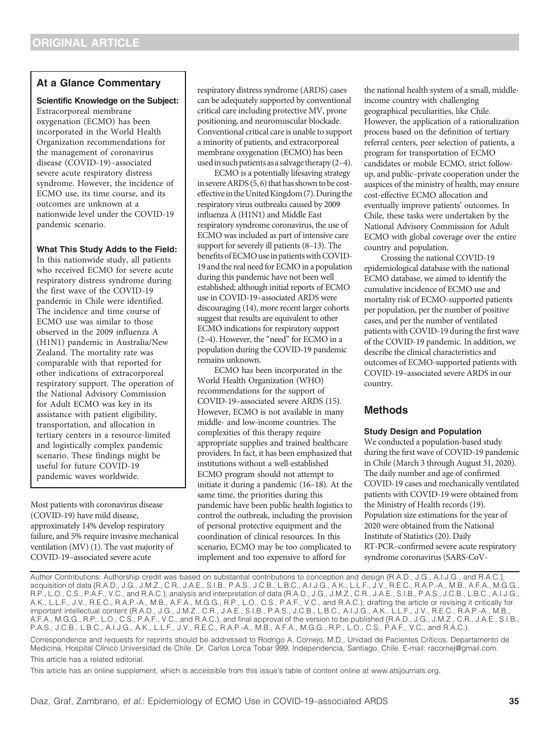## ORIGINAL ARTICLE

### At a Glance Commentary

**Scientific Knowledge on the Subject:** Extracorporeal membrane oxygenation (ECMO) has been incorporated in the World Health Organization recommendations for the management of coronavirus disease (COVID-19)–associated severe acute respiratory distress syndrome. However, the incidence of ECMO use, its time course, and its outcomes are unknown at a nationwide level under the COVID-19 pandemic scenario.

**What This Study Adds to the Field:** In this nationwide study, all patients who received ECMO for severe acute respiratory distress syndrome during the first wave of the COVID-19 pandemic in Chile were identified. The incidence and time course of ECMO use was similar to those observed in the 2009 influenza A (H1N1) pandemic in Australia/New Zealand. The mortality rate was comparable with that reported for other indications of extracorporeal respiratory support. The operation of the National Advisory Commission for Adult ECMO was key in its assistance with patient eligibility, transportation, and allocation in tertiary centers in a resource-limited and logistically complex pandemic scenario. These findings might be useful for future COVID-19 pandemic waves worldwide.

Most patients with coronavirus disease (COVID-19) have mild disease, approximately 14% develop respiratory failure, and 5% require invasive mechanical ventilation (MV) (1). The vast majority of COVID-19–associated severe acute respiratory distress syndrome (ARDS) cases can be adequately supported by conventional critical care including protective MV, prone positioning, and neuromuscular blockade. Conventional critical care is unable to support a minority of patients, and extracorporeal membrane oxygenation (ECMO) has been used in such patients as a salvage therapy (2–4).

ECMO is a potentially lifesaving strategy in severe ARDS (5, 6) that has shown to be cost-effective in the United Kingdom (7). During the respiratory virus outbreaks caused by 2009 influenza A (H1N1) and Middle East respiratory syndrome coronavirus, the use of ECMO was included as part of intensive care support for severely ill patients (8–13). The benefits of ECMO use in patients with COVID-19 and the real need for ECMO in a population during this pandemic have not been well established; although initial reports of ECMO use in COVID-19–associated ARDS were discouraging (14), more recent larger cohorts suggest that results are equivalent to other ECMO indications for respiratory support (2–4). However, the "need" for ECMO in a population during the COVID-19 pandemic remains unknown.

ECMO has been incorporated in the World Health Organization (WHO) recommendations for the support of COVID-19–associated severe ARDS (15). However, ECMO is not available in many middle- and low-income countries. The complexities of this therapy require appropriate supplies and trained healthcare providers. In fact, it has been emphasized that institutions without a well-established ECMO program should not attempt to initiate it during a pandemic (16–18). At the same time, the priorities during this pandemic have been public health logistics to control the outbreak, including the provision of personal protective equipment and the coordination of clinical resources. In this scenario, ECMO may be too complicated to implement and too expensive to afford for the national health system of a small, middle-income country with challenging geographical peculiarities, like Chile. However, the application of a rationalization process based on the definition of tertiary referral centers, peer selection of patients, a program for transportation of ECMO candidates or mobile ECMO, strict follow-up, and public–private cooperation under the auspices of the ministry of health, may ensure cost-effective ECMO allocation and eventually improve patients' outcomes. In Chile, these tasks were undertaken by the National Advisory Commission for Adult ECMO with global coverage over the entire country and population.

Crossing the national COVID-19 epidemiological database with the national ECMO database, we aimed to identify the cumulative incidence of ECMO use and mortality risk of ECMO-supported patients per population, per the number of positive cases, and per the number of ventilated patients with COVID-19 during the first wave of the COVID-19 pandemic. In addition, we describe the clinical characteristics and outcomes of ECMO-supported patients with COVID-19–associated severe ARDS in our country.

## Methods

### Study Design and Population

We conducted a population-based study during the first wave of COVID-19 pandemic in Chile (March 3 through August 31, 2020). The daily number and age of confirmed COVID-19 cases and mechanically ventilated patients with COVID-19 were obtained from the Ministry of Health records (19). Population size estimations for the year of 2020 were obtained from the National Institute of Statistics (20). Daily RT-PCR–confirmed severe acute respiratory syndrome coronavirus (SARS-CoV-

Author Contributions: Authorship credit was based on substantial contributions to conception and design (R.A.D., J.G., A.I.J.G., and R.A.C.), acquisition of data (R.A.D., J.G., J.M.Z., C.R., J.A.E., S.I.B., P.A.S., J.C.B., L.B.C., A.I.J.G., A.K., L.L.F., J.V., R.E.C., R.A.P.-A., M.B., A.F.A., M.G.G., R.P., L.O., C.S., P.A.F., V.C., and R.A.C.), analysis and interpretation of data (R.A.D., J.G., J.M.Z., C.R., J.A.E., S.I.B., P.A.S., J.C.B., L.B.C., A.I.J.G., A.K., L.L.F., J.V., R.E.C., R.A.P.-A., M.B., A.F.A., M.G.G., R.P., L.O., C.S., P.A.F., V.C., and R.A.C.), drafting the article or revising it critically for important intellectual content (R.A.D., J.G., J.M.Z., C.R., J.A.E., S.I.B., P.A.S., J.C.B., L.B.C., A.I.J.G., A.K., L.L.F., J.V., R.E.C., R.A.P.-A., M.B., A.F.A., M.G.G., R.P., L.O., C.S., P.A.F., V.C., and R.A.C.), and final approval of the version to be published (R.A.D., J.G., J.M.Z., C.R., J.A.E., S.I.B., P.A.S., J.C.B., L.B.C., A.I.J.G., A.K., L.L.F., J.V., R.E.C., R.A.P.-A., M.B., A.F.A., M.G.G., R.P., L.O., C.S., P.A.F., V.C., and R.A.C.).

Correspondence and requests for reprints should be addressed to Rodrigo A. Cornejo, M.D., Unidad de Pacientes Críticos, Departamento de Medicina, Hospital Clínico Universidad de Chile. Dr. Carlos Lorca Tobar 999, Independencia, Santiago, Chile. E-mail: racornej@gmail.com.

This article has a related editorial.

This article has an online supplement, which is accessible from this issue's table of content online at www.atsjournals.org.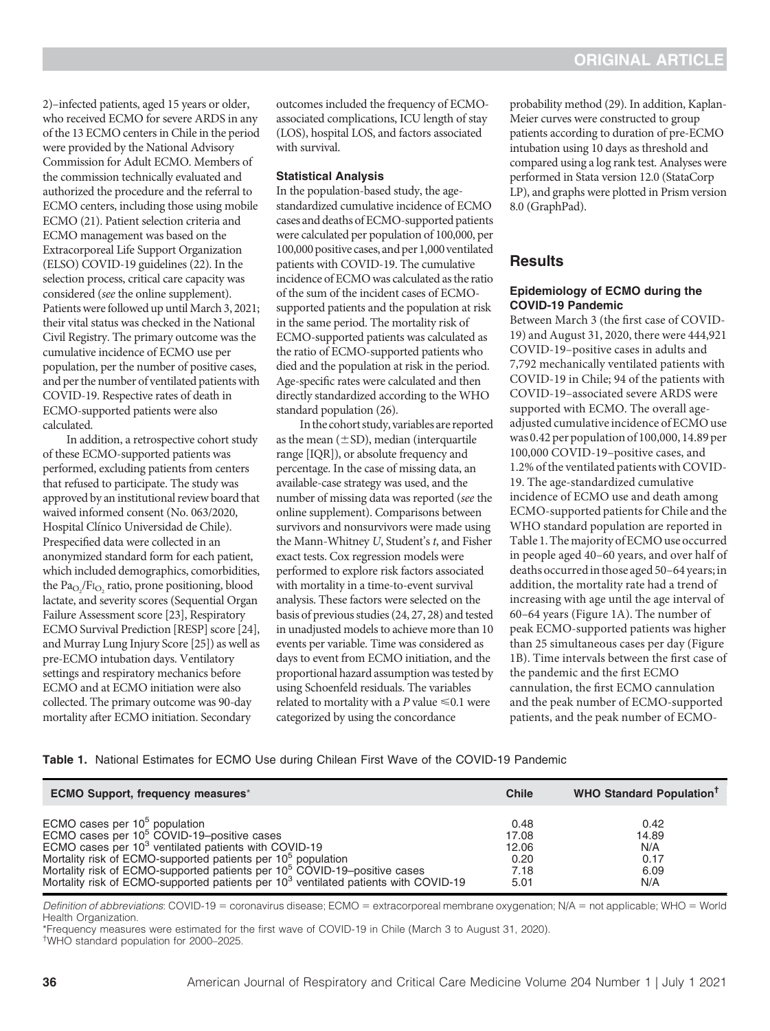2)–infected patients, aged 15 years or older, who received ECMO for severe ARDS in any of the 13 ECMO centers in Chile in the period were provided by the National Advisory Commission for Adult ECMO. Members of the commission technically evaluated and authorized the procedure and the referral to ECMO centers, including those using mobile ECMO (21). Patient selection criteria and ECMO management was based on the Extracorporeal Life Support Organization (ELSO) COVID-19 guidelines (22). In the selection process, critical care capacity was considered (*see* the online supplement). Patients were followed up until March 3, 2021; their vital status was checked in the National Civil Registry. The primary outcome was the cumulative incidence of ECMO use per population, per the number of positive cases, and per the number of ventilated patients with COVID-19. Respective rates of death in ECMO-supported patients were also calculated.

In addition, a retrospective cohort study of these ECMO-supported patients was performed, excluding patients from centers that refused to participate. The study was approved by an institutional review board that waived informed consent (No. 063/2020, Hospital Clínico Universidad de Chile). Prespecified data were collected in an anonymized standard form for each patient, which included demographics, comorbidities, the $Pa_{O_2}/Fi_{O_2}$ ratio, prone positioning, blood lactate, and severity scores (Sequential Organ Failure Assessment score [23], Respiratory ECMO Survival Prediction [RESP] score [24], and Murray Lung Injury Score [25]) as well as pre-ECMO intubation days. Ventilatory settings and respiratory mechanics before ECMO and at ECMO initiation were also collected. The primary outcome was 90-day mortality after ECMO initiation. Secondary outcomes included the frequency of ECMO-associated complications, ICU length of stay (LOS), hospital LOS, and factors associated with survival.

### Statistical Analysis

In the population-based study, the age-standardized cumulative incidence of ECMO cases and deaths of ECMO-supported patients were calculated per population of 100,000, per 100,000 positive cases, and per 1,000 ventilated patients with COVID-19. The cumulative incidence of ECMO was calculated as the ratio of the sum of the incident cases of ECMO-supported patients and the population at risk in the same period. The mortality risk of ECMO-supported patients was calculated as the ratio of ECMO-supported patients who died and the population at risk in the period. Age-specific rates were calculated and then directly standardized according to the WHO standard population (26).

In the cohort study, variables are reported as the mean (±SD), median (interquartile range [IQR]), or absolute frequency and percentage. In the case of missing data, an available-case strategy was used, and the number of missing data was reported (*see* the online supplement). Comparisons between survivors and nonsurvivors were made using the Mann-Whitney *U*, Student's *t*, and Fisher exact tests. Cox regression models were performed to explore risk factors associated with mortality in a time-to-event survival analysis. These factors were selected on the basis of previous studies (24, 27, 28) and tested in unadjusted models to achieve more than 10 events per variable. Time was considered as days to event from ECMO initiation, and the proportional hazard assumption was tested by using Schoenfeld residuals. The variables related to mortality with a $P$ value $\leqslant 0.1$ were categorized by using the concordance probability method (29). In addition, Kaplan-Meier curves were constructed to group patients according to duration of pre-ECMO intubation using 10 days as threshold and compared using a log rank test. Analyses were performed in Stata version 12.0 (StataCorp LP), and graphs were plotted in Prism version 8.0 (GraphPad).

## Results

### Epidemiology of ECMO during the COVID-19 Pandemic

Between March 3 (the first case of COVID-19) and August 31, 2020, there were 444,921 COVID-19–positive cases in adults and 7,792 mechanically ventilated patients with COVID-19 in Chile; 94 of the patients with COVID-19–associated severe ARDS were supported with ECMO. The overall age-adjusted cumulative incidence of ECMO use was 0.42 per population of 100,000, 14.89 per 100,000 COVID-19–positive cases, and 1.2% of the ventilated patients with COVID-19. The age-standardized cumulative incidence of ECMO use and death among ECMO-supported patients for Chile and the WHO standard population are reported in Table 1. The majority of ECMO use occurred in people aged 40–60 years, and over half of deaths occurred in those aged 50–64 years; in addition, the mortality rate had a trend of increasing with age until the age interval of 60–64 years (Figure 1A). The number of peak ECMO-supported patients was higher than 25 simultaneous cases per day (Figure 1B). Time intervals between the first case of the pandemic and the first ECMO cannulation, the first ECMO cannulation and the peak number of ECMO-supported patients, and the peak number of ECMO-

**Table 1.** National Estimates for ECMO Use during Chilean First Wave of the COVID-19 Pandemic

| ECMO Support, frequency measures* | Chile | WHO Standard Population† |
|---|---|---|
| ECMO cases per $10^5$ population | 0.48 | 0.42 |
| ECMO cases per $10^5$ COVID-19–positive cases | 17.08 | 14.89 |
| ECMO cases per $10^3$ ventilated patients with COVID-19 | 12.06 | N/A |
| Mortality risk of ECMO-supported patients per $10^5$ population | 0.20 | 0.17 |
| Mortality risk of ECMO-supported patients per $10^5$ COVID-19–positive cases | 7.18 | 6.09 |
| Mortality risk of ECMO-supported patients per $10^3$ ventilated patients with COVID-19 | 5.01 | N/A |

*Definition of abbreviations*: COVID-19 = coronavirus disease; ECMO = extracorporeal membrane oxygenation; N/A = not applicable; WHO = World Health Organization.

*Frequency measures were estimated for the first wave of COVID-19 in Chile (March 3 to August 31, 2020).

†WHO standard population for 2000–2025.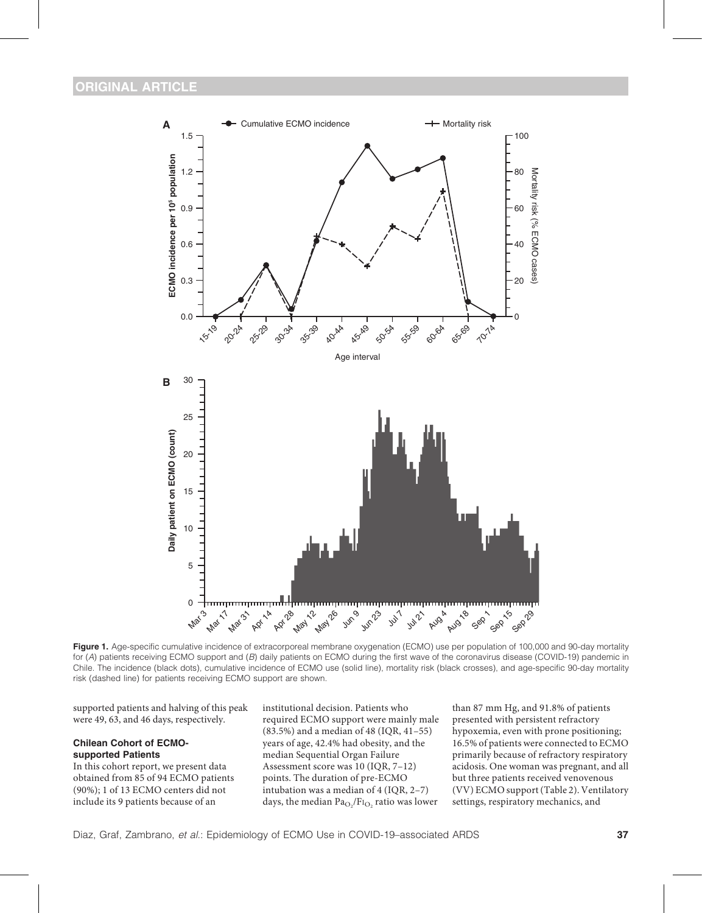**Figure 1.** Age-specific cumulative incidence of extracorporeal membrane oxygenation (ECMO) use per population of 100,000 and 90-day mortality for (*A*) patients receiving ECMO support and (*B*) daily patients on ECMO during the first wave of the coronavirus disease (COVID-19) pandemic in Chile. The incidence (black dots), cumulative incidence of ECMO use (solid line), mortality risk (black crosses), and age-specific 90-day mortality risk (dashed line) for patients receiving ECMO support are shown.

supported patients and halving of this peak were 49, 63, and 46 days, respectively.

### Chilean Cohort of ECMO-supported Patients

In this cohort report, we present data obtained from 85 of 94 ECMO patients (90%); 1 of 13 ECMO centers did not include its 9 patients because of an institutional decision. Patients who required ECMO support were mainly male (83.5%) and a median of 48 (IQR, 41–55) years of age, 42.4% had obesity, and the median Sequential Organ Failure Assessment score was 10 (IQR, 7–12) points. The duration of pre-ECMO intubation was a median of 4 (IQR, 2–7) days, the median $Pa_{O_2}/FI_{O_2}$ ratio was lower than 87 mm Hg, and 91.8% of patients presented with persistent refractory hypoxemia, even with prone positioning; 16.5% of patients were connected to ECMO primarily because of refractory respiratory acidosis. One woman was pregnant, and all but three patients received venovenous (VV) ECMO support (Table 2). Ventilatory settings, respiratory mechanics, and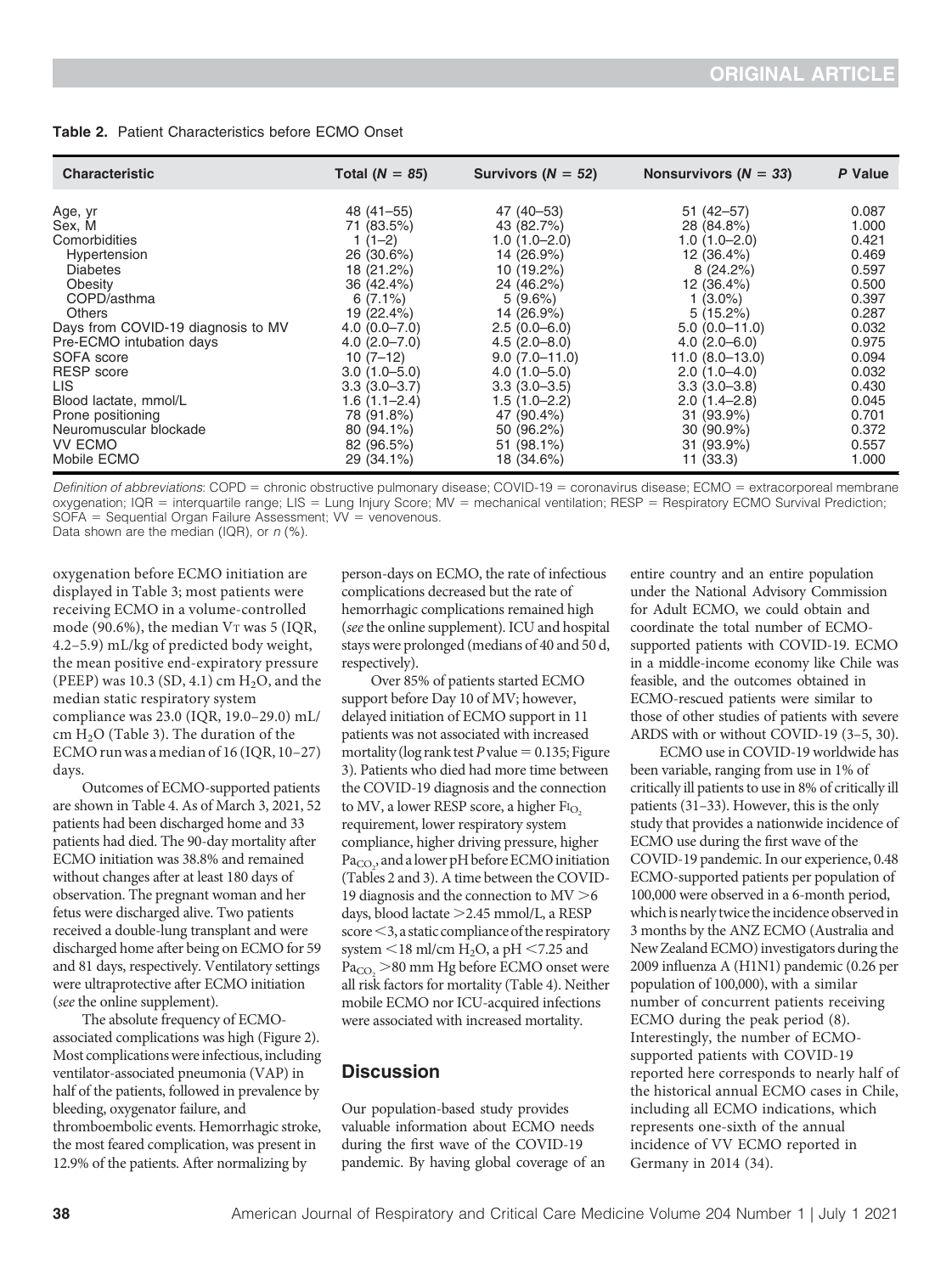**Table 2.** Patient Characteristics before ECMO Onset

| Characteristic | Total (N = 85) | Survivors (N = 52) | Nonsurvivors (N = 33) | P Value |
|---|---|---|---|---|
| Age, yr | 48 (41–55) | 47 (40–53) | 51 (42–57) | 0.087 |
| Sex, M | 71 (83.5%) | 43 (82.7%) | 28 (84.8%) | 1.000 |
| Comorbidities | 1 (1–2) | 1.0 (1.0–2.0) | 1.0 (1.0–2.0) | 0.421 |
| Hypertension | 26 (30.6%) | 14 (26.9%) | 12 (36.4%) | 0.469 |
| Diabetes | 18 (21.2%) | 10 (19.2%) | 8 (24.2%) | 0.597 |
| Obesity | 36 (42.4%) | 24 (46.2%) | 12 (36.4%) | 0.500 |
| COPD/asthma | 6 (7.1%) | 5 (9.6%) | 1 (3.0%) | 0.397 |
| Others | 19 (22.4%) | 14 (26.9%) | 5 (15.2%) | 0.287 |
| Days from COVID-19 diagnosis to MV | 4.0 (0.0–7.0) | 2.5 (0.0–6.0) | 5.0 (0.0–11.0) | 0.032 |
| Pre-ECMO intubation days | 4.0 (2.0–7.0) | 4.5 (2.0–8.0) | 4.0 (2.0–6.0) | 0.975 |
| SOFA score | 10 (7–12) | 9.0 (7.0–11.0) | 11.0 (8.0–13.0) | 0.094 |
| RESP score | 3.0 (1.0–5.0) | 4.0 (1.0–5.0) | 2.0 (1.0–4.0) | 0.032 |
| LIS | 3.3 (3.0–3.7) | 3.3 (3.0–3.5) | 3.3 (3.0–3.8) | 0.430 |
| Blood lactate, mmol/L | 1.6 (1.1–2.4) | 1.5 (1.0–2.2) | 2.0 (1.4–2.8) | 0.045 |
| Prone positioning | 78 (91.8%) | 47 (90.4%) | 31 (93.9%) | 0.701 |
| Neuromuscular blockade | 80 (94.1%) | 50 (96.2%) | 30 (90.9%) | 0.372 |
| VV ECMO | 82 (96.5%) | 51 (98.1%) | 31 (93.9%) | 0.557 |
| Mobile ECMO | 29 (34.1%) | 18 (34.6%) | 11 (33.3) | 1.000 |

*Definition of abbreviations*: COPD = chronic obstructive pulmonary disease; COVID-19 = coronavirus disease; ECMO = extracorporeal membrane oxygenation; IQR = interquartile range; LIS = Lung Injury Score; MV = mechanical ventilation; RESP = Respiratory ECMO Survival Prediction; SOFA = Sequential Organ Failure Assessment; VV = venovenous.
Data shown are the median (IQR), or n (%).

oxygenation before ECMO initiation are displayed in Table 3; most patients were receiving ECMO in a volume-controlled mode (90.6%), the median $V_T$ was 5 (IQR, 4.2–5.9) mL/kg of predicted body weight, the mean positive end-expiratory pressure (PEEP) was 10.3 (SD, 4.1) cm $H_2O$, and the median static respiratory system compliance was 23.0 (IQR, 19.0–29.0) mL/cm $H_2O$ (Table 3). The duration of the ECMO run was a median of 16 (IQR, 10–27) days.

Outcomes of ECMO-supported patients are shown in Table 4. As of March 3, 2021, 52 patients had been discharged home and 33 patients had died. The 90-day mortality after ECMO initiation was 38.8% and remained without changes after at least 180 days of observation. The pregnant woman and her fetus were discharged alive. Two patients received a double-lung transplant and were discharged home after being on ECMO for 59 and 81 days, respectively. Ventilatory settings were ultraprotective after ECMO initiation (*see* the online supplement).

The absolute frequency of ECMO-associated complications was high (Figure 2). Most complications were infectious, including ventilator-associated pneumonia (VAP) in half of the patients, followed in prevalence by bleeding, oxygenator failure, and thromboembolic events. Hemorrhagic stroke, the most feared complication, was present in 12.9% of the patients. After normalizing by person-days on ECMO, the rate of infectious complications decreased but the rate of hemorrhagic complications remained high (*see* the online supplement). ICU and hospital stays were prolonged (medians of 40 and 50 d, respectively).

Over 85% of patients started ECMO support before Day 10 of MV; however, delayed initiation of ECMO support in 11 patients was not associated with increased mortality (log rank test $P$ value = 0.135; Figure 3). Patients who died had more time between the COVID-19 diagnosis and the connection to MV, a lower RESP score, a higher $F_{I_{O_2}}$ requirement, lower respiratory system compliance, higher driving pressure, higher $Pa_{CO_2}$, and a lower pH before ECMO initiation (Tables 2 and 3). A time between the COVID-19 diagnosis and the connection to MV >6 days, blood lactate >2.45 mmol/L, a RESP score <3, a static compliance of the respiratory system <18 ml/cm $H_2O$, a pH <7.25 and $Pa_{CO_2}$ >80 mm Hg before ECMO onset were all risk factors for mortality (Table 4). Neither mobile ECMO nor ICU-acquired infections were associated with increased mortality.

## Discussion

Our population-based study provides valuable information about ECMO needs during the first wave of the COVID-19 pandemic. By having global coverage of an entire country and an entire population under the National Advisory Commission for Adult ECMO, we could obtain and coordinate the total number of ECMO-supported patients with COVID-19. ECMO in a middle-income economy like Chile was feasible, and the outcomes obtained in ECMO-rescued patients were similar to those of other studies of patients with severe ARDS with or without COVID-19 (3–5, 30).

ECMO use in COVID-19 worldwide has been variable, ranging from use in 1% of critically ill patients to use in 8% of critically ill patients (31–33). However, this is the only study that provides a nationwide incidence of ECMO use during the first wave of the COVID-19 pandemic. In our experience, 0.48 ECMO-supported patients per population of 100,000 were observed in a 6-month period, which is nearly twice the incidence observed in 3 months by the ANZ ECMO (Australia and New Zealand ECMO) investigators during the 2009 influenza A (H1N1) pandemic (0.26 per population of 100,000), with a similar number of concurrent patients receiving ECMO during the peak period (8). Interestingly, the number of ECMO-supported patients with COVID-19 reported here corresponds to nearly half of the historical annual ECMO cases in Chile, including all ECMO indications, which represents one-sixth of the annual incidence of VV ECMO reported in Germany in 2014 (34).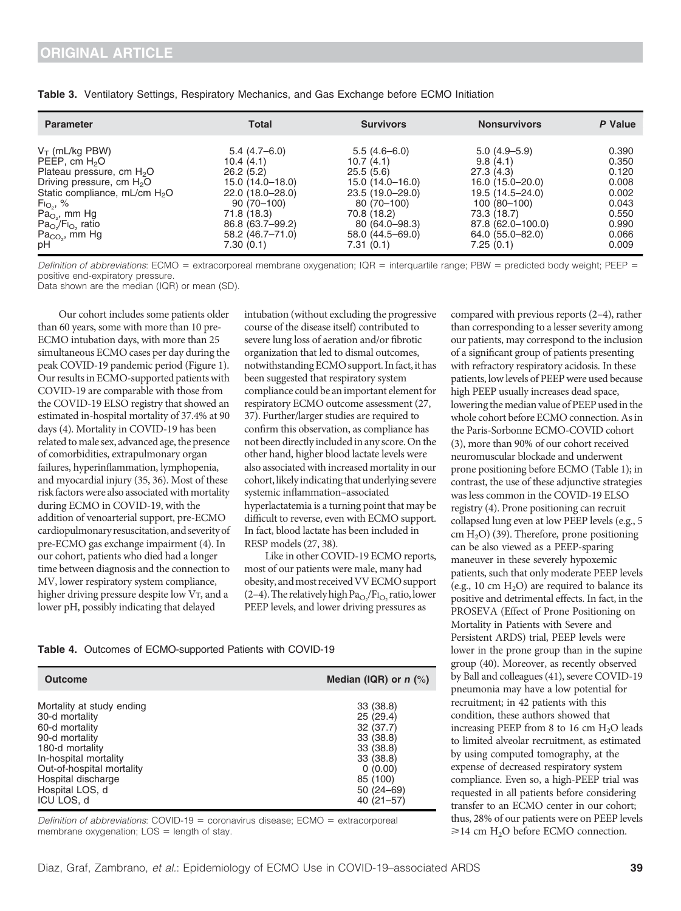**Table 3.** Ventilatory Settings, Respiratory Mechanics, and Gas Exchange before ECMO Initiation

| Parameter | Total | Survivors | Nonsurvivors | P Value |
|---|---|---|---|---|
| $V_T$ (mL/kg PBW) | 5.4 (4.7–6.0) | 5.5 (4.6–6.0) | 5.0 (4.9–5.9) | 0.390 |
| PEEP, cm $H_2O$ | 10.4 (4.1) | 10.7 (4.1) | 9.8 (4.1) | 0.350 |
| Plateau pressure, cm $H_2O$ | 26.2 (5.2) | 25.5 (5.6) | 27.3 (4.3) | 0.120 |
| Driving pressure, cm $H_2O$ | 15.0 (14.0–18.0) | 15.0 (14.0–16.0) | 16.0 (15.0–20.0) | 0.008 |
| Static compliance, mL/cm $H_2O$ | 22.0 (18.0–28.0) | 23.5 (19.0–29.0) | 19.5 (14.5–24.0) | 0.002 |
| $F_{I_{O_2}}$, % | 90 (70–100) | 80 (70–100) | 100 (80–100) | 0.043 |
| $Pa_{O_2}$, mm Hg | 71.8 (18.3) | 70.8 (18.2) | 73.3 (18.7) | 0.550 |
| $Pa_{O_2}/F_{I_{O_2}}$ ratio | 86.8 (63.7–99.2) | 80 (64.0–98.3) | 87.8 (62.0–100.0) | 0.990 |
| $Pa_{CO_2}$, mm Hg | 58.2 (46.7–71.0) | 58.0 (44.5–69.0) | 64.0 (55.0–82.0) | 0.066 |
| pH | 7.30 (0.1) | 7.31 (0.1) | 7.25 (0.1) | 0.009 |

*Definition of abbreviations*: ECMO = extracorporeal membrane oxygenation; IQR = interquartile range; PBW = predicted body weight; PEEP = positive end-expiratory pressure.
Data shown are the median (IQR) or mean (SD).

Our cohort includes some patients older than 60 years, some with more than 10 pre-ECMO intubation days, with more than 25 simultaneous ECMO cases per day during the peak COVID-19 pandemic period (Figure 1). Our results in ECMO-supported patients with COVID-19 are comparable with those from the COVID-19 ELSO registry that showed an estimated in-hospital mortality of 37.4% at 90 days (4). Mortality in COVID-19 has been related to male sex, advanced age, the presence of comorbidities, extrapulmonary organ failures, hyperinflammation, lymphopenia, and myocardial injury (35, 36). Most of these risk factors were also associated with mortality during ECMO in COVID-19, with the addition of venoarterial support, pre-ECMO cardiopulmonary resuscitation, and severity of pre-ECMO gas exchange impairment (4). In our cohort, patients who died had a longer time between diagnosis and the connection to MV, lower respiratory system compliance, higher driving pressure despite low $V_T$, and a lower pH, possibly indicating that delayed intubation (without excluding the progressive course of the disease itself) contributed to severe lung loss of aeration and/or fibrotic organization that led to dismal outcomes, notwithstanding ECMO support. In fact, it has been suggested that respiratory system compliance could be an important element for respiratory ECMO outcome assessment (27, 37). Further/larger studies are required to confirm this observation, as compliance has not been directly included in any score. On the other hand, higher blood lactate levels were also associated with increased mortality in our cohort, likely indicating that underlying severe systemic inflammation–associated hyperlactatemia is a turning point that may be difficult to reverse, even with ECMO support. In fact, blood lactate has been included in RESP models (27, 38).

Like in other COVID-19 ECMO reports, most of our patients were male, many had obesity, and most received VV ECMO support (2–4). The relatively high $Pa_{O_2}/F_{I_{O_2}}$ ratio, lower PEEP levels, and lower driving pressures as compared with previous reports (2–4), rather than corresponding to a lesser severity among our patients, may correspond to the inclusion of a significant group of patients presenting with refractory respiratory acidosis. In these patients, low levels of PEEP were used because high PEEP usually increases dead space, lowering the median value of PEEP used in the whole cohort before ECMO connection. As in the Paris-Sorbonne ECMO-COVID cohort (3), more than 90% of our cohort received neuromuscular blockade and underwent prone positioning before ECMO (Table 1); in contrast, the use of these adjunctive strategies was less common in the COVID-19 ELSO registry (4). Prone positioning can recruit collapsed lung even at low PEEP levels (e.g., 5 cm $H_2O$) (39). Therefore, prone positioning can be also viewed as a PEEP-sparing maneuver in these severely hypoxemic patients, such that only moderate PEEP levels (e.g., 10 cm $H_2O$) are required to balance its positive and detrimental effects. In fact, in the PROSEVA (Effect of Prone Positioning on Mortality in Patients with Severe and Persistent ARDS) trial, PEEP levels were lower in the prone group than in the supine group (40). Moreover, as recently observed by Ball and colleagues (41), severe COVID-19 pneumonia may have a low potential for recruitment; in 42 patients with this condition, these authors showed that increasing PEEP from 8 to 16 cm $H_2O$ leads to limited alveolar recruitment, as estimated by using computed tomography, at the expense of decreased respiratory system compliance. Even so, a high-PEEP trial was requested in all patients before considering transfer to an ECMO center in our cohort; thus, 28% of our patients were on PEEP levels $\geqslant$14 cm $H_2O$ before ECMO connection.

**Table 4.** Outcomes of ECMO-supported Patients with COVID-19

| Outcome | Median (IQR) or n (%) |
|---|---|
| Mortality at study ending | 33 (38.8) |
| 30-d mortality | 25 (29.4) |
| 60-d mortality | 32 (37.7) |
| 90-d mortality | 33 (38.8) |
| 180-d mortality | 33 (38.8) |
| In-hospital mortality | 33 (38.8) |
| Out-of-hospital mortality | 0 (0.00) |
| Hospital discharge | 85 (100) |
| Hospital LOS, d | 50 (24–69) |
| ICU LOS, d | 40 (21–57) |

*Definition of abbreviations*: COVID-19 = coronavirus disease; ECMO = extracorporeal membrane oxygenation; LOS = length of stay.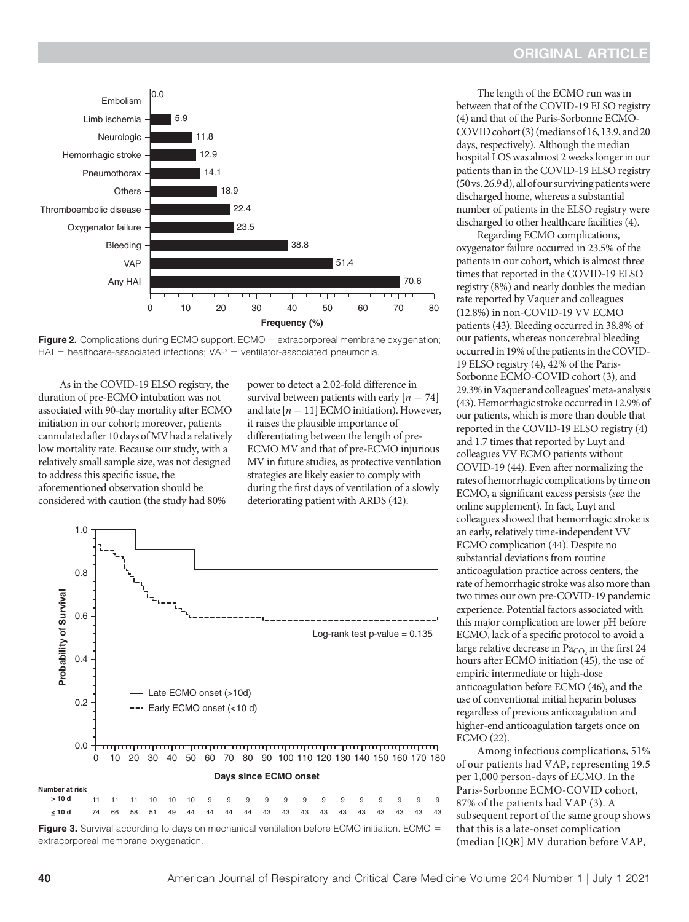Figure 2. Complications during ECMO support. ECMO = extracorporeal membrane oxygenation; HAI = healthcare-associated infections; VAP = ventilator-associated pneumonia.

As in the COVID-19 ELSO registry, the duration of pre-ECMO intubation was not associated with 90-day mortality after ECMO initiation in our cohort; moreover, patients cannulated after 10 days of MV had a relatively low mortality rate. Because our study, with a relatively small sample size, was not designed to address this specific issue, the aforementioned observation should be considered with caution (the study had 80% power to detect a 2.02-fold difference in survival between patients with early [$n = 74$] and late [$n = 11$] ECMO initiation). However, it raises the plausible importance of differentiating between the length of pre-ECMO MV and that of pre-ECMO injurious MV in future studies, as protective ventilation strategies are likely easier to comply with during the first days of ventilation of a slowly deteriorating patient with ARDS (42).

Figure 3. Survival according to days on mechanical ventilation before ECMO initiation. ECMO = extracorporeal membrane oxygenation.

The length of the ECMO run was in between that of the COVID-19 ELSO registry (4) and that of the Paris-Sorbonne ECMO-COVID cohort (3) (medians of 16, 13.9, and 20 days, respectively). Although the median hospital LOS was almost 2 weeks longer in our patients than in the COVID-19 ELSO registry (50 vs. 26.9 d), all of our surviving patients were discharged home, whereas a substantial number of patients in the ELSO registry were discharged to other healthcare facilities (4).

Regarding ECMO complications, oxygenator failure occurred in 23.5% of the patients in our cohort, which is almost three times that reported in the COVID-19 ELSO registry (8%) and nearly doubles the median rate reported by Vaquer and colleagues (12.8%) in non-COVID-19 VV ECMO patients (43). Bleeding occurred in 38.8% of our patients, whereas noncerebral bleeding occurred in 19% of the patients in the COVID-19 ELSO registry (4), 42% of the Paris-Sorbonne ECMO-COVID cohort (3), and 29.3% in Vaquer and colleagues' meta-analysis (43). Hemorrhagic stroke occurred in 12.9% of our patients, which is more than double that reported in the COVID-19 ELSO registry (4) and 1.7 times that reported by Luyt and colleagues VV ECMO patients without COVID-19 (44). Even after normalizing the rates of hemorrhagic complications by time on ECMO, a significant excess persists (*see* the online supplement). In fact, Luyt and colleagues showed that hemorrhagic stroke is an early, relatively time-independent VV ECMO complication (44). Despite no substantial deviations from routine anticoagulation practice across centers, the rate of hemorrhagic stroke was also more than two times our own pre-COVID-19 pandemic experience. Potential factors associated with this major complication are lower pH before ECMO, lack of a specific protocol to avoid a large relative decrease in $Pa_{CO_2}$ in the first 24 hours after ECMO initiation (45), the use of empiric intermediate or high-dose anticoagulation before ECMO (46), and the use of conventional initial heparin boluses regardless of previous anticoagulation and higher-end anticoagulation targets once on ECMO (22).

Among infectious complications, 51% of our patients had VAP, representing 19.5 per 1,000 person-days of ECMO. In the Paris-Sorbonne ECMO-COVID cohort, 87% of the patients had VAP (3). A subsequent report of the same group shows that this is a late-onset complication (median [IQR] MV duration before VAP,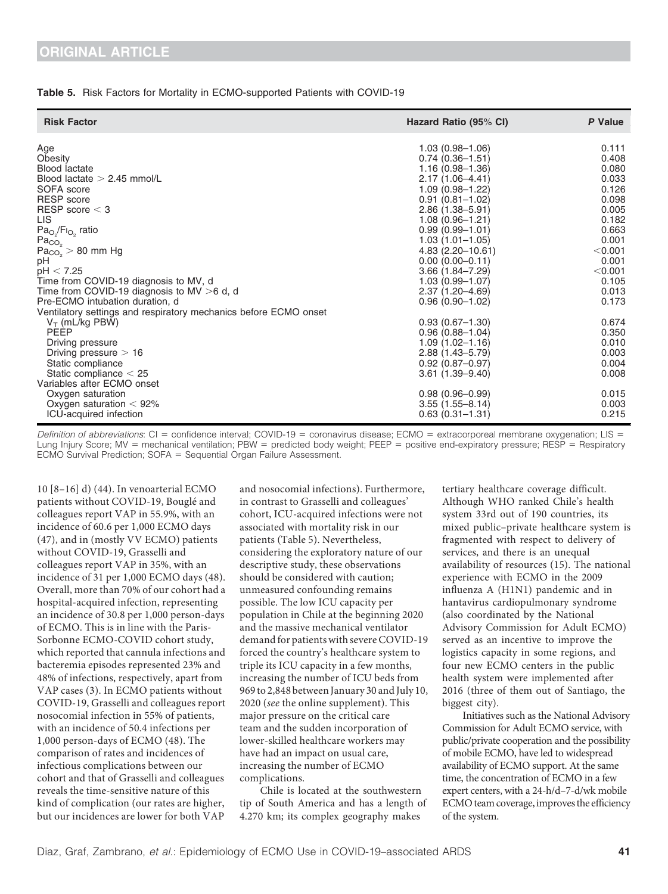**Table 5.** Risk Factors for Mortality in ECMO-supported Patients with COVID-19

| Risk Factor | Hazard Ratio (95% CI) | *P* Value |
|---|---|---|
| Age | 1.03 (0.98–1.06) | 0.111 |
| Obesity | 0.74 (0.36–1.51) | 0.408 |
| Blood lactate | 1.16 (0.98–1.36) | 0.080 |
| Blood lactate > 2.45 mmol/L | 2.17 (1.06–4.41) | 0.033 |
| SOFA score | 1.09 (0.98–1.22) | 0.126 |
| RESP score | 0.91 (0.81–1.02) | 0.098 |
| RESP score < 3 | 2.86 (1.38–5.91) | 0.005 |
| LIS | 1.08 (0.96–1.21) | 0.182 |
| $Pa_{O_2}/Fi_{O_2}$ ratio | 0.99 (0.99–1.01) | 0.663 |
| $Pa_{CO_2}$ | 1.03 (1.01–1.05) | 0.001 |
| $Pa_{CO_2}$ > 80 mm Hg | 4.83 (2.20–10.61) | <0.001 |
| pH | 0.00 (0.00–0.11) | 0.001 |
| pH < 7.25 | 3.66 (1.84–7.29) | <0.001 |
| Time from COVID-19 diagnosis to MV, d | 1.03 (0.99–1.07) | 0.105 |
| Time from COVID-19 diagnosis to MV >6 d, d | 2.37 (1.20–4.69) | 0.013 |
| Pre-ECMO intubation duration, d | 0.96 (0.90–1.02) | 0.173 |
| Ventilatory settings and respiratory mechanics before ECMO onset | | |
| $V_T$ (mL/kg PBW) | 0.93 (0.67–1.30) | 0.674 |
| PEEP | 0.96 (0.88–1.04) | 0.350 |
| Driving pressure | 1.09 (1.02–1.16) | 0.010 |
| Driving pressure > 16 | 2.88 (1.43–5.79) | 0.003 |
| Static compliance | 0.92 (0.87–0.97) | 0.004 |
| Static compliance < 25 | 3.61 (1.39–9.40) | 0.008 |
| Variables after ECMO onset | | |
| Oxygen saturation | 0.98 (0.96–0.99) | 0.015 |
| Oxygen saturation < 92% | 3.55 (1.55–8.14) | 0.003 |
| ICU-acquired infection | 0.63 (0.31–1.31) | 0.215 |

*Definition of abbreviations*: CI = confidence interval; COVID-19 = coronavirus disease; ECMO = extracorporeal membrane oxygenation; LIS = Lung Injury Score; MV = mechanical ventilation; PBW = predicted body weight; PEEP = positive end-expiratory pressure; RESP = Respiratory ECMO Survival Prediction; SOFA = Sequential Organ Failure Assessment.

10 [8–16] d) (44). In venoarterial ECMO patients without COVID-19, Bouglé and colleagues report VAP in 55.9%, with an incidence of 60.6 per 1,000 ECMO days (47), and in (mostly VV ECMO) patients without COVID-19, Grasselli and colleagues report VAP in 35%, with an incidence of 31 per 1,000 ECMO days (48). Overall, more than 70% of our cohort had a hospital-acquired infection, representing an incidence of 30.8 per 1,000 person-days of ECMO. This is in line with the Paris-Sorbonne ECMO-COVID cohort study, which reported that cannula infections and bacteremia episodes represented 23% and 48% of infections, respectively, apart from VAP cases (3). In ECMO patients without COVID-19, Grasselli and colleagues report nosocomial infection in 55% of patients, with an incidence of 50.4 infections per 1,000 person-days of ECMO (48). The comparison of rates and incidences of infectious complications between our cohort and that of Grasselli and colleagues reveals the time-sensitive nature of this kind of complication (our rates are higher, but our incidences are lower for both VAP and nosocomial infections). Furthermore, in contrast to Grasselli and colleagues' cohort, ICU-acquired infections were not associated with mortality risk in our patients (Table 5). Nevertheless, considering the exploratory nature of our descriptive study, these observations should be considered with caution; unmeasured confounding remains possible. The low ICU capacity per population in Chile at the beginning 2020 and the massive mechanical ventilator demand for patients with severe COVID-19 forced the country's healthcare system to triple its ICU capacity in a few months, increasing the number of ICU beds from 969 to 2,848 between January 30 and July 10, 2020 (*see* the online supplement). This major pressure on the critical care team and the sudden incorporation of lower-skilled healthcare workers may have had an impact on usual care, increasing the number of ECMO complications.

Chile is located at the southwestern tip of South America and has a length of 4.270 km; its complex geography makes tertiary healthcare coverage difficult. Although WHO ranked Chile's health system 33rd out of 190 countries, its mixed public–private healthcare system is fragmented with respect to delivery of services, and there is an unequal availability of resources (15). The national experience with ECMO in the 2009 influenza A (H1N1) pandemic and in hantavirus cardiopulmonary syndrome (also coordinated by the National Advisory Commission for Adult ECMO) served as an incentive to improve the logistics capacity in some regions, and four new ECMO centers in the public health system were implemented after 2016 (three of them out of Santiago, the biggest city).

Initiatives such as the National Advisory Commission for Adult ECMO service, with public/private cooperation and the possibility of mobile ECMO, have led to widespread availability of ECMO support. At the same time, the concentration of ECMO in a few expert centers, with a 24-h/d–7-d/wk mobile ECMO team coverage, improves the efficiency of the system.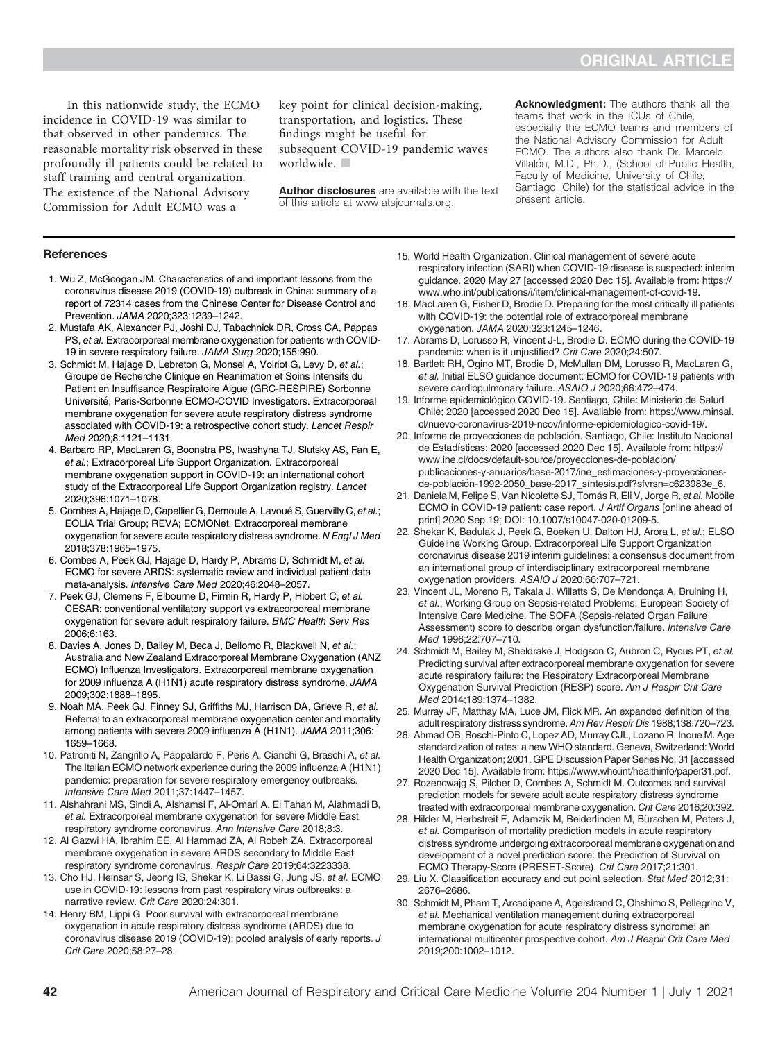In this nationwide study, the ECMO incidence in COVID-19 was similar to that observed in other pandemics. The reasonable mortality risk observed in these profoundly ill patients could be related to staff training and central organization. The existence of the National Advisory Commission for Adult ECMO was a key point for clinical decision-making, transportation, and logistics. These findings might be useful for subsequent COVID-19 pandemic waves worldwide. ■

**Author disclosures** are available with the text of this article at www.atsjournals.org.

**Acknowledgment:** The authors thank all the teams that work in the ICUs of Chile, especially the ECMO teams and members of the National Advisory Commission for Adult ECMO. The authors also thank Dr. Marcelo Villalón, M.D., Ph.D., (School of Public Health, Faculty of Medicine, University of Chile, Santiago, Chile) for the statistical advice in the present article.

## References

1. Wu Z, McGoogan JM. Characteristics of and important lessons from the coronavirus disease 2019 (COVID-19) outbreak in China: summary of a report of 72314 cases from the Chinese Center for Disease Control and Prevention. *JAMA* 2020;323:1239–1242.
2. Mustafa AK, Alexander PJ, Joshi DJ, Tabachnick DR, Cross CA, Pappas PS, *et al.* Extracorporeal membrane oxygenation for patients with COVID-19 in severe respiratory failure. *JAMA Surg* 2020;155:990.
3. Schmidt M, Hajage D, Lebreton G, Monsel A, Voiriot G, Levy D, *et al.*; Groupe de Recherche Clinique en Reanimation et Soins Intensifs du Patient en Insuffisance Respiratoire Aigue (GRC-RESPIRE) Sorbonne Université; Paris-Sorbonne ECMO-COVID Investigators. Extracorporeal membrane oxygenation for severe acute respiratory distress syndrome associated with COVID-19: a retrospective cohort study. *Lancet Respir Med* 2020;8:1121–1131.
4. Barbaro RP, MacLaren G, Boonstra PS, Iwashyna TJ, Slutsky AS, Fan E, *et al.*; Extracorporeal Life Support Organization. Extracorporeal membrane oxygenation support in COVID-19: an international cohort study of the Extracorporeal Life Support Organization registry. *Lancet* 2020;396:1071–1078.
5. Combes A, Hajage D, Capellier G, Demoule A, Lavoué S, Guervilly C, *et al.*; EOLIA Trial Group; REVA; ECMONet. Extracorporeal membrane oxygenation for severe acute respiratory distress syndrome. *N Engl J Med* 2018;378:1965–1975.
6. Combes A, Peek GJ, Hajage D, Hardy P, Abrams D, Schmidt M, *et al.* ECMO for severe ARDS: systematic review and individual patient data meta-analysis. *Intensive Care Med* 2020;46:2048–2057.
7. Peek GJ, Clemens F, Elbourne D, Firmin R, Hardy P, Hibbert C, *et al.* CESAR: conventional ventilatory support vs extracorporeal membrane oxygenation for severe adult respiratory failure. *BMC Health Serv Res* 2006;6:163.
8. Davies A, Jones D, Bailey M, Beca J, Bellomo R, Blackwell N, *et al.*; Australia and New Zealand Extracorporeal Membrane Oxygenation (ANZ ECMO) Influenza Investigators. Extracorporeal membrane oxygenation for 2009 influenza A (H1N1) acute respiratory distress syndrome. *JAMA* 2009;302:1888–1895.
9. Noah MA, Peek GJ, Finney SJ, Griffiths MJ, Harrison DA, Grieve R, *et al.* Referral to an extracorporeal membrane oxygenation center and mortality among patients with severe 2009 influenza A (H1N1). *JAMA* 2011;306:1659–1668.
10. Patroniti N, Zangrillo A, Pappalardo F, Peris A, Cianchi G, Braschi A, *et al.* The Italian ECMO network experience during the 2009 influenza A (H1N1) pandemic: preparation for severe respiratory emergency outbreaks. *Intensive Care Med* 2011;37:1447–1457.
11. Alshahrani MS, Sindi A, Alshamsi F, Al-Omari A, El Tahan M, Alahmadi B, *et al.* Extracorporeal membrane oxygenation for severe Middle East respiratory syndrome coronavirus. *Ann Intensive Care* 2018;8:3.
12. Al Gazwi HA, Ibrahim EE, Al Hammad ZA, Al Robeh ZA. Extracorporeal membrane oxygenation in severe ARDS secondary to Middle East respiratory syndrome coronavirus. *Respir Care* 2019;64:3223338.
13. Cho HJ, Heinsar S, Jeong IS, Shekar K, Li Bassi G, Jung JS, *et al.* ECMO use in COVID-19: lessons from past respiratory virus outbreaks: a narrative review. *Crit Care* 2020;24:301.
14. Henry BM, Lippi G. Poor survival with extracorporeal membrane oxygenation in acute respiratory distress syndrome (ARDS) due to coronavirus disease 2019 (COVID-19): pooled analysis of early reports. *J Crit Care* 2020;58:27–28.
15. World Health Organization. Clinical management of severe acute respiratory infection (SARI) when COVID-19 disease is suspected: interim guidance. 2020 May 27 [accessed 2020 Dec 15]. Available from: https://www.who.int/publications/i/item/clinical-management-of-covid-19.
16. MacLaren G, Fisher D, Brodie D. Preparing for the most critically ill patients with COVID-19: the potential role of extracorporeal membrane oxygenation. *JAMA* 2020;323:1245–1246.
17. Abrams D, Lorusso R, Vincent J-L, Brodie D. ECMO during the COVID-19 pandemic: when is it unjustified? *Crit Care* 2020;24:507.
18. Bartlett RH, Ogino MT, Brodie D, McMullan DM, Lorusso R, MacLaren G, *et al.* Initial ELSO guidance document: ECMO for COVID-19 patients with severe cardiopulmonary failure. *ASAIO J* 2020;66:472–474.
19. Informe epidemiológico COVID-19. Santiago, Chile: Ministerio de Salud Chile; 2020 [accessed 2020 Dec 15]. Available from: https://www.minsal.cl/nuevo-coronavirus-2019-ncov/informe-epidemiologico-covid-19/.
20. Informe de proyecciones de población. Santiago, Chile: Instituto Nacional de Estadísticas; 2020 [accessed 2020 Dec 15]. Available from: https://www.ine.cl/docs/default-source/proyecciones-de-poblacion/publicaciones-y-anuarios/base-2017/ine_estimaciones-y-proyecciones-de-población-1992-2050_base-2017_síntesis.pdf?sfvrsn=c623983e_6.
21. Daniela M, Felipe S, Van Nicolette SJ, Tomás R, Eli V, Jorge R, *et al.* Mobile ECMO in COVID-19 patient: case report. *J Artif Organs* [online ahead of print] 2020 Sep 19; DOI: 10.1007/s10047-020-01209-5.
22. Shekar K, Badulak J, Peek G, Boeken U, Dalton HJ, Arora L, *et al.*; ELSO Guideline Working Group. Extracorporeal Life Support Organization coronavirus disease 2019 interim guidelines: a consensus document from an international group of interdisciplinary extracorporeal membrane oxygenation providers. *ASAIO J* 2020;66:707–721.
23. Vincent JL, Moreno R, Takala J, Willatts S, De Mendonça A, Bruining H, *et al.*; Working Group on Sepsis-related Problems, European Society of Intensive Care Medicine. The SOFA (Sepsis-related Organ Failure Assessment) score to describe organ dysfunction/failure. *Intensive Care Med* 1996;22:707–710.
24. Schmidt M, Bailey M, Sheldrake J, Hodgson C, Aubron C, Rycus PT, *et al.* Predicting survival after extracorporeal membrane oxygenation for severe acute respiratory failure: the Respiratory Extracorporeal Membrane Oxygenation Survival Prediction (RESP) score. *Am J Respir Crit Care Med* 2014;189:1374–1382.
25. Murray JF, Matthay MA, Luce JM, Flick MR. An expanded definition of the adult respiratory distress syndrome. *Am Rev Respir Dis* 1988;138:720–723.
26. Ahmad OB, Boschi-Pinto C, Lopez AD, Murray CJL, Lozano R, Inoue M. Age standardization of rates: a new WHO standard. Geneva, Switzerland: World Health Organization; 2001. GPE Discussion Paper Series No. 31 [accessed 2020 Dec 15]. Available from: https://www.who.int/healthinfo/paper31.pdf.
27. Rozencwajg S, Pilcher D, Combes A, Schmidt M. Outcomes and survival prediction models for severe adult acute respiratory distress syndrome treated with extracorporeal membrane oxygenation. *Crit Care* 2016;20:392.
28. Hilder M, Herbstreit F, Adamzik M, Beiderlinden M, Bürschen M, Peters J, *et al.* Comparison of mortality prediction models in acute respiratory distress syndrome undergoing extracorporeal membrane oxygenation and development of a novel prediction score: the Prediction of Survival on ECMO Therapy-Score (PRESET-Score). *Crit Care* 2017;21:301.
29. Liu X. Classification accuracy and cut point selection. *Stat Med* 2012;31:2676–2686.
30. Schmidt M, Pham T, Arcadipane A, Agerstrand C, Ohshimo S, Pellegrino V, *et al.* Mechanical ventilation management during extracorporeal membrane oxygenation for acute respiratory distress syndrome: an international multicenter prospective cohort. *Am J Respir Crit Care Med* 2019;200:1002–1012.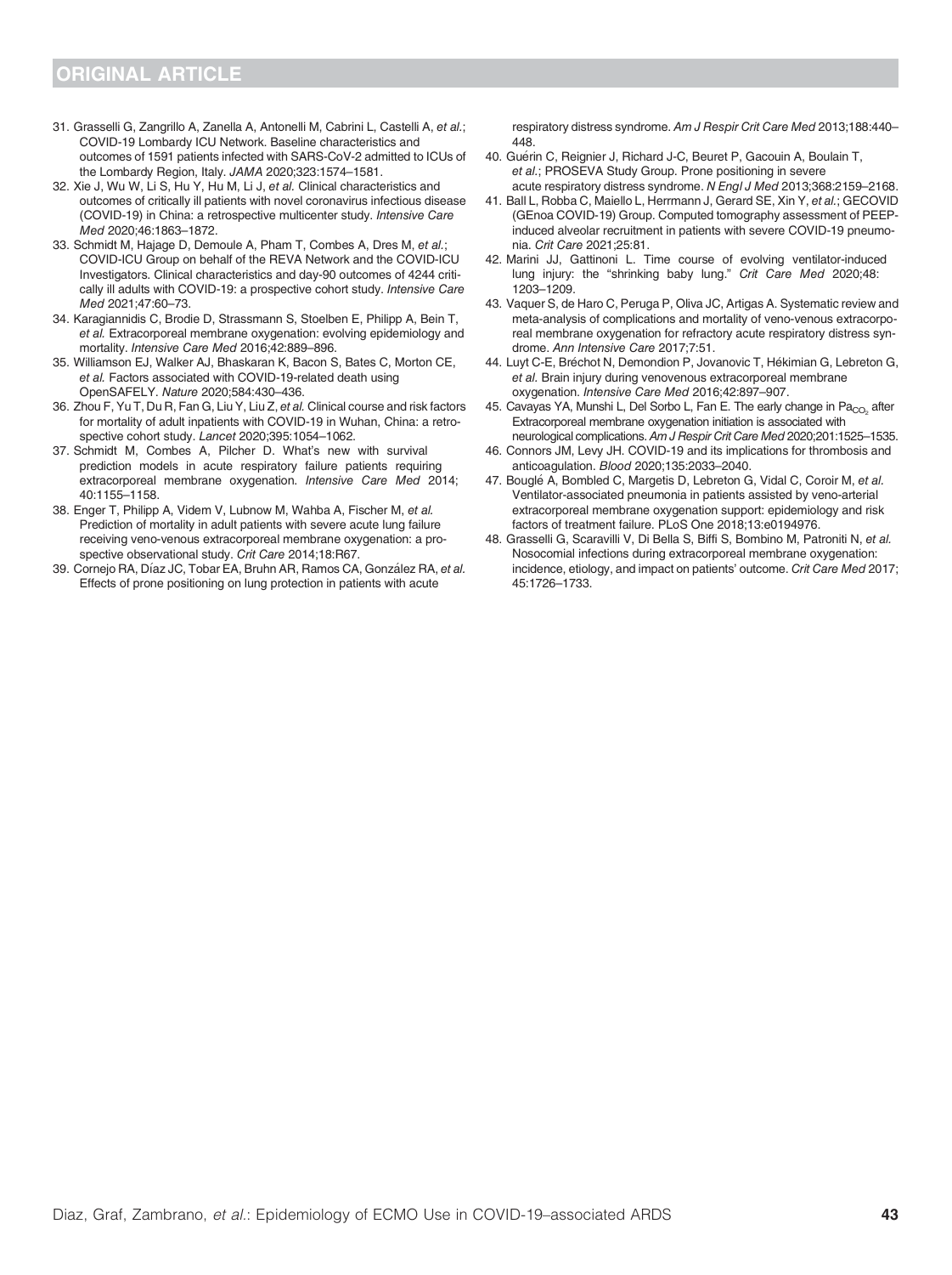31. Grasselli G, Zangrillo A, Zanella A, Antonelli M, Cabrini L, Castelli A, *et al.*; COVID-19 Lombardy ICU Network. Baseline characteristics and outcomes of 1591 patients infected with SARS-CoV-2 admitted to ICUs of the Lombardy Region, Italy. *JAMA* 2020;323:1574–1581.
32. Xie J, Wu W, Li S, Hu Y, Hu M, Li J, *et al.* Clinical characteristics and outcomes of critically ill patients with novel coronavirus infectious disease (COVID-19) in China: a retrospective multicenter study. *Intensive Care Med* 2020;46:1863–1872.
33. Schmidt M, Hajage D, Demoule A, Pham T, Combes A, Dres M, *et al.*; COVID-ICU Group on behalf of the REVA Network and the COVID-ICU Investigators. Clinical characteristics and day-90 outcomes of 4244 critically ill adults with COVID-19: a prospective cohort study. *Intensive Care Med* 2021;47:60–73.
34. Karagiannidis C, Brodie D, Strassmann S, Stoelben E, Philipp A, Bein T, *et al.* Extracorporeal membrane oxygenation: evolving epidemiology and mortality. *Intensive Care Med* 2016;42:889–896.
35. Williamson EJ, Walker AJ, Bhaskaran K, Bacon S, Bates C, Morton CE, *et al.* Factors associated with COVID-19-related death using OpenSAFELY. *Nature* 2020;584:430–436.
36. Zhou F, Yu T, Du R, Fan G, Liu Y, Liu Z, *et al.* Clinical course and risk factors for mortality of adult inpatients with COVID-19 in Wuhan, China: a retrospective cohort study. *Lancet* 2020;395:1054–1062.
37. Schmidt M, Combes A, Pilcher D. What's new with survival prediction models in acute respiratory failure patients requiring extracorporeal membrane oxygenation. *Intensive Care Med* 2014; 40:1155–1158.
38. Enger T, Philipp A, Videm V, Lubnow M, Wahba A, Fischer M, *et al.* Prediction of mortality in adult patients with severe acute lung failure receiving veno-venous extracorporeal membrane oxygenation: a prospective observational study. *Crit Care* 2014;18:R67.
39. Cornejo RA, Díaz JC, Tobar EA, Bruhn AR, Ramos CA, González RA, *et al.* Effects of prone positioning on lung protection in patients with acute respiratory distress syndrome. *Am J Respir Crit Care Med* 2013;188:440–448.
40. Guérin C, Reignier J, Richard J-C, Beuret P, Gacouin A, Boulain T, *et al.*; PROSEVA Study Group. Prone positioning in severe acute respiratory distress syndrome. *N Engl J Med* 2013;368:2159–2168.
41. Ball L, Robba C, Maiello L, Herrmann J, Gerard SE, Xin Y, *et al.*; GECOVID (GEnoa COVID-19) Group. Computed tomography assessment of PEEP-induced alveolar recruitment in patients with severe COVID-19 pneumonia. *Crit Care* 2021;25:81.
42. Marini JJ, Gattinoni L. Time course of evolving ventilator-induced lung injury: the "shrinking baby lung." *Crit Care Med* 2020;48: 1203–1209.
43. Vaquer S, de Haro C, Peruga P, Oliva JC, Artigas A. Systematic review and meta-analysis of complications and mortality of veno-venous extracorporeal membrane oxygenation for refractory acute respiratory distress syndrome. *Ann Intensive Care* 2017;7:51.
44. Luyt C-E, Bréchot N, Demondion P, Jovanovic T, Hékimian G, Lebreton G, *et al.* Brain injury during venovenous extracorporeal membrane oxygenation. *Intensive Care Med* 2016;42:897–907.
45. Cavayas YA, Munshi L, Del Sorbo L, Fan E. The early change in $Pa_{CO_2}$ after Extracorporeal membrane oxygenation initiation is associated with neurological complications. *Am J Respir Crit Care Med* 2020;201:1525–1535.
46. Connors JM, Levy JH. COVID-19 and its implications for thrombosis and anticoagulation. *Blood* 2020;135:2033–2040.
47. Bouglé A, Bombled C, Margetis D, Lebreton G, Vidal C, Coroir M, *et al.* Ventilator-associated pneumonia in patients assisted by veno-arterial extracorporeal membrane oxygenation support: epidemiology and risk factors of treatment failure. PLoS One 2018;13:e0194976.
48. Grasselli G, Scaravilli V, Di Bella S, Biffi S, Bombino M, Patroniti N, *et al.* Nosocomial infections during extracorporeal membrane oxygenation: incidence, etiology, and impact on patients' outcome. *Crit Care Med* 2017; 45:1726–1733.